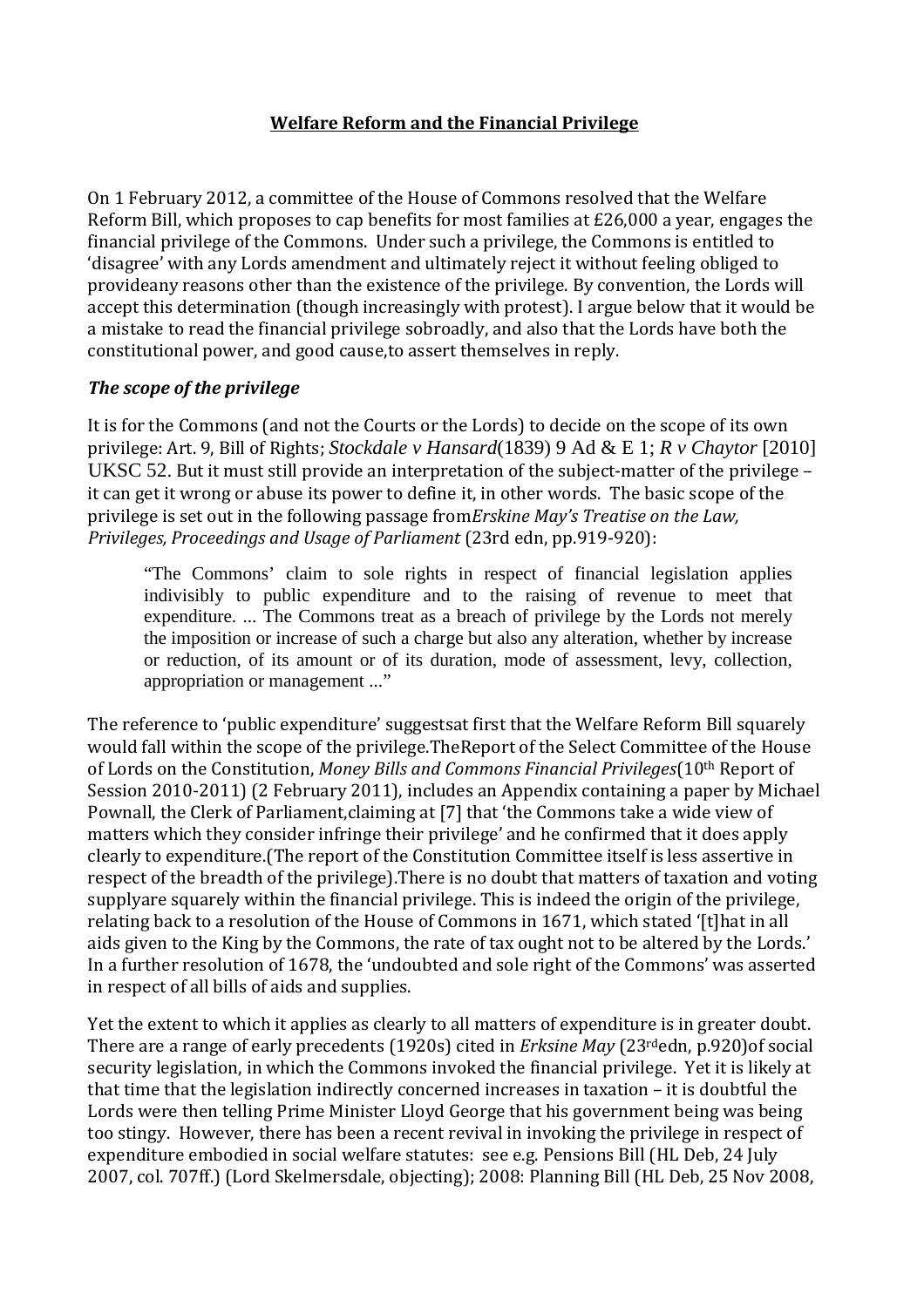**Welfare Reform and the Financial Privilege**

On 1 February 2012, a committee of the House of Commons resolved that the Welfare Reform Bill, which proposes to cap benefits for most families at £26,000 a year, engages the financial privilege of the Commons. Under such a privilege, the Commons is entitled to 'disagree' with any Lords amendment and ultimately reject it without feeling obliged to provideany reasons other than the existence of the privilege. By convention, the Lords will accept this determination (though increasingly with protest). I argue below that it would be a mistake to read the financial privilege sobroadly, and also that the Lords have both the constitutional power, and good cause,to assert themselves in reply.

### *The scope of the privilege*

It is for the Commons (and not the Courts or the Lords) to decide on the scope of its own privilege: Art. 9, Bill of Rights; *Stockdale v Hansard*(1839) 9 Ad & E 1; *R v Chaytor* [2010] UKSC 52. But it must still provide an interpretation of the subject-matter of the privilege – it can get it wrong or abuse its power to define it, in other words. The basic scope of the privilege is set out in the following passage from*Erskine May's Treatise on the Law, Privileges, Proceedings and Usage of Parliament* (23rd edn, pp.919-920):

> "The Commons' claim to sole rights in respect of financial legislation applies indivisibly to public expenditure and to the raising of revenue to meet that expenditure. ... The Commons treat as a breach of privilege by the Lords not merely the imposition or increase of such a charge but also any alteration, whether by increase or reduction, of its amount or of its duration, mode of assessment, levy, collection, appropriation or management ..."

The reference to 'public expenditure' suggestsat first that the Welfare Reform Bill squarely would fall within the scope of the privilege.TheReport of the Select Committee of the House of Lords on the Constitution, *Money Bills and Commons Financial Privileges*(10th Report of Session 2010-2011) (2 February 2011), includes an Appendix containing a paper by Michael Pownall, the Clerk of Parliament,claiming at [7] that 'the Commons take a wide view of matters which they consider infringe their privilege' and he confirmed that it does apply clearly to expenditure.(The report of the Constitution Committee itself is less assertive in respect of the breadth of the privilege).There is no doubt that matters of taxation and voting supplyare squarely within the financial privilege. This is indeed the origin of the privilege, relating back to a resolution of the House of Commons in 1671, which stated '[t]hat in all aids given to the King by the Commons, the rate of tax ought not to be altered by the Lords.' In a further resolution of 1678, the 'undoubted and sole right of the Commons' was asserted in respect of all bills of aids and supplies.

Yet the extent to which it applies as clearly to all matters of expenditure is in greater doubt. There are a range of early precedents (1920s) cited in *Erksine May* (23rdedn, p.920)of social security legislation, in which the Commons invoked the financial privilege. Yet it is likely at that time that the legislation indirectly concerned increases in taxation – it is doubtful the Lords were then telling Prime Minister Lloyd George that his government being was being too stingy. However, there has been a recent revival in invoking the privilege in respect of expenditure embodied in social welfare statutes: see e.g. Pensions Bill (HL Deb, 24 July 2007, col. 707ff.) (Lord Skelmersdale, objecting); 2008: Planning Bill (HL Deb, 25 Nov 2008,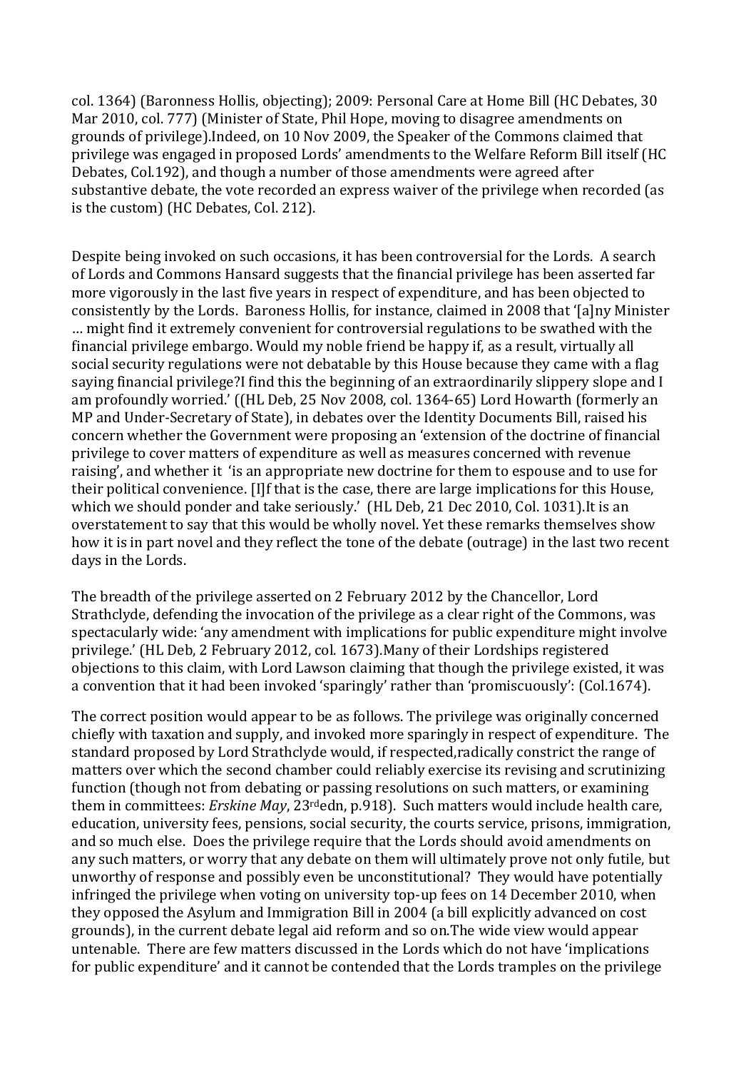col. 1364) (Baronness Hollis, objecting); 2009: Personal Care at Home Bill (HC Debates, 30 Mar 2010, col. 777) (Minister of State, Phil Hope, moving to disagree amendments on grounds of privilege).Indeed, on 10 Nov 2009, the Speaker of the Commons claimed that privilege was engaged in proposed Lords' amendments to the Welfare Reform Bill itself (HC Debates, Col.192), and though a number of those amendments were agreed after substantive debate, the vote recorded an express waiver of the privilege when recorded (as is the custom) (HC Debates, Col. 212).

Despite being invoked on such occasions, it has been controversial for the Lords. A search of Lords and Commons Hansard suggests that the financial privilege has been asserted far more vigorously in the last five years in respect of expenditure, and has been objected to consistently by the Lords. Baroness Hollis, for instance, claimed in 2008 that '[a]ny Minister … might find it extremely convenient for controversial regulations to be swathed with the financial privilege embargo. Would my noble friend be happy if, as a result, virtually all social security regulations were not debatable by this House because they came with a flag saying financial privilege?I find this the beginning of an extraordinarily slippery slope and I am profoundly worried.' ((HL Deb, 25 Nov 2008, col. 1364-65) Lord Howarth (formerly an MP and Under-Secretary of State), in debates over the Identity Documents Bill, raised his concern whether the Government were proposing an 'extension of the doctrine of financial privilege to cover matters of expenditure as well as measures concerned with revenue raising', and whether it 'is an appropriate new doctrine for them to espouse and to use for their political convenience. [I]f that is the case, there are large implications for this House, which we should ponder and take seriously.' (HL Deb, 21 Dec 2010, Col. 1031).It is an overstatement to say that this would be wholly novel. Yet these remarks themselves show how it is in part novel and they reflect the tone of the debate (outrage) in the last two recent days in the Lords.

The breadth of the privilege asserted on 2 February 2012 by the Chancellor, Lord Strathclyde, defending the invocation of the privilege as a clear right of the Commons, was spectacularly wide: 'any amendment with implications for public expenditure might involve privilege.' (HL Deb, 2 February 2012, col. 1673).Many of their Lordships registered objections to this claim, with Lord Lawson claiming that though the privilege existed, it was a convention that it had been invoked 'sparingly' rather than 'promiscuously': (Col.1674).

The correct position would appear to be as follows. The privilege was originally concerned chiefly with taxation and supply, and invoked more sparingly in respect of expenditure. The standard proposed by Lord Strathclyde would, if respected,radically constrict the range of matters over which the second chamber could reliably exercise its revising and scrutinizing function (though not from debating or passing resolutions on such matters, or examining them in committees: *Erskine May*, 23rdedn, p.918). Such matters would include health care, education, university fees, pensions, social security, the courts service, prisons, immigration, and so much else. Does the privilege require that the Lords should avoid amendments on any such matters, or worry that any debate on them will ultimately prove not only futile, but unworthy of response and possibly even be unconstitutional? They would have potentially infringed the privilege when voting on university top-up fees on 14 December 2010, when they opposed the Asylum and Immigration Bill in 2004 (a bill explicitly advanced on cost grounds), in the current debate legal aid reform and so on.The wide view would appear untenable. There are few matters discussed in the Lords which do not have 'implications for public expenditure' and it cannot be contended that the Lords tramples on the privilege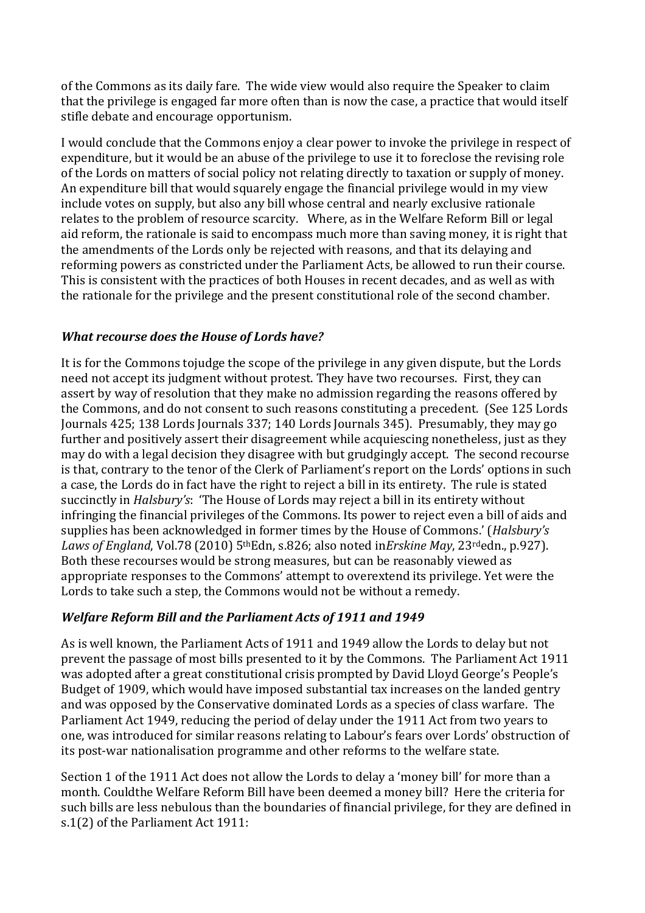of the Commons as its daily fare. The wide view would also require the Speaker to claim that the privilege is engaged far more often than is now the case, a practice that would itself stifle debate and encourage opportunism.

I would conclude that the Commons enjoy a clear power to invoke the privilege in respect of expenditure, but it would be an abuse of the privilege to use it to foreclose the revising role of the Lords on matters of social policy not relating directly to taxation or supply of money. An expenditure bill that would squarely engage the financial privilege would in my view include votes on supply, but also any bill whose central and nearly exclusive rationale relates to the problem of resource scarcity. Where, as in the Welfare Reform Bill or legal aid reform, the rationale is said to encompass much more than saving money, it is right that the amendments of the Lords only be rejected with reasons, and that its delaying and reforming powers as constricted under the Parliament Acts, be allowed to run their course. This is consistent with the practices of both Houses in recent decades, and as well as with the rationale for the privilege and the present constitutional role of the second chamber.

### *What recourse does the House of Lords have?*

It is for the Commons tojudge the scope of the privilege in any given dispute, but the Lords need not accept its judgment without protest. They have two recourses. First, they can assert by way of resolution that they make no admission regarding the reasons offered by the Commons, and do not consent to such reasons constituting a precedent. (See 125 Lords Journals 425; 138 Lords Journals 337; 140 Lords Journals 345). Presumably, they may go further and positively assert their disagreement while acquiescing nonetheless, just as they may do with a legal decision they disagree with but grudgingly accept. The second recourse is that, contrary to the tenor of the Clerk of Parliament's report on the Lords' options in such a case, the Lords do in fact have the right to reject a bill in its entirety. The rule is stated succinctly in *Halsbury's*: 'The House of Lords may reject a bill in its entirety without infringing the financial privileges of the Commons. Its power to reject even a bill of aids and supplies has been acknowledged in former times by the House of Commons.' (*Halsbury's Laws of England*, Vol.78 (2010) 5thEdn, s.826; also noted in*Erskine May*, 23rdedn., p.927). Both these recourses would be strong measures, but can be reasonably viewed as appropriate responses to the Commons' attempt to overextend its privilege. Yet were the Lords to take such a step, the Commons would not be without a remedy.

### *Welfare Reform Bill and the Parliament Acts of 1911 and 1949*

As is well known, the Parliament Acts of 1911 and 1949 allow the Lords to delay but not prevent the passage of most bills presented to it by the Commons. The Parliament Act 1911 was adopted after a great constitutional crisis prompted by David Lloyd George's People's Budget of 1909, which would have imposed substantial tax increases on the landed gentry and was opposed by the Conservative dominated Lords as a species of class warfare. The Parliament Act 1949, reducing the period of delay under the 1911 Act from two years to one, was introduced for similar reasons relating to Labour's fears over Lords' obstruction of its post-war nationalisation programme and other reforms to the welfare state.

Section 1 of the 1911 Act does not allow the Lords to delay a 'money bill' for more than a month. Couldthe Welfare Reform Bill have been deemed a money bill? Here the criteria for such bills are less nebulous than the boundaries of financial privilege, for they are defined in s.1(2) of the Parliament Act 1911: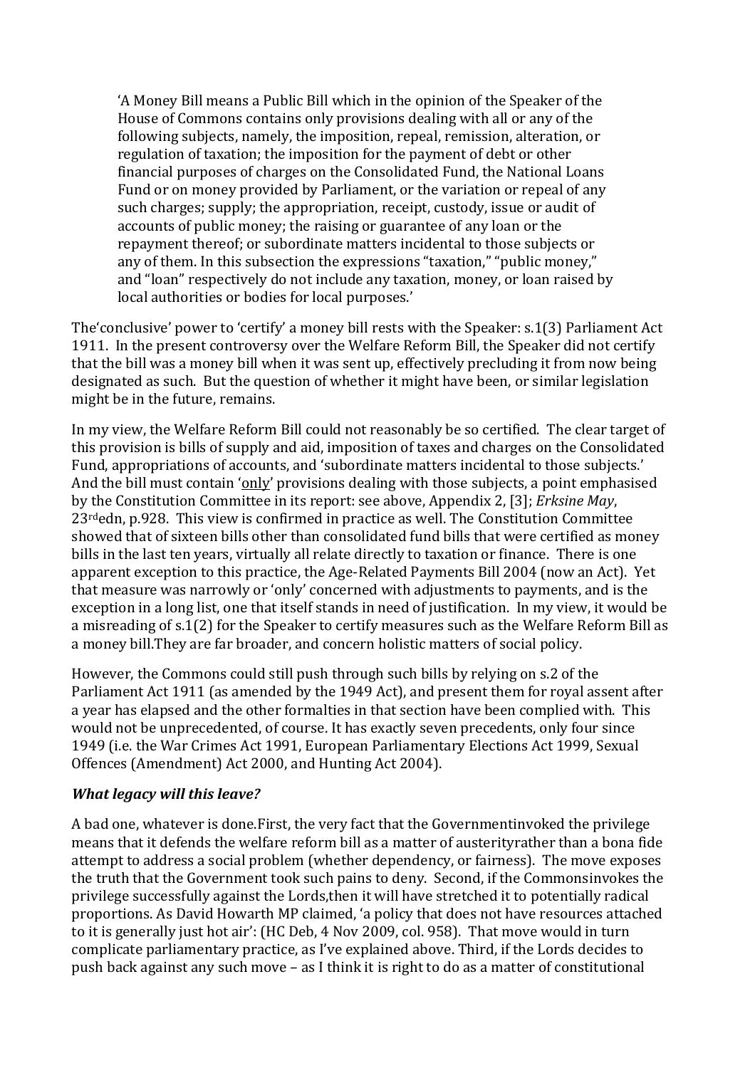> 'A Money Bill means a Public Bill which in the opinion of the Speaker of the House of Commons contains only provisions dealing with all or any of the following subjects, namely, the imposition, repeal, remission, alteration, or regulation of taxation; the imposition for the payment of debt or other financial purposes of charges on the Consolidated Fund, the National Loans Fund or on money provided by Parliament, or the variation or repeal of any such charges; supply; the appropriation, receipt, custody, issue or audit of accounts of public money; the raising or guarantee of any loan or the repayment thereof; or subordinate matters incidental to those subjects or any of them. In this subsection the expressions "taxation," "public money," and "loan" respectively do not include any taxation, money, or loan raised by local authorities or bodies for local purposes.'

The'conclusive' power to 'certify' a money bill rests with the Speaker: s.1(3) Parliament Act 1911. In the present controversy over the Welfare Reform Bill, the Speaker did not certify that the bill was a money bill when it was sent up, effectively precluding it from now being designated as such. But the question of whether it might have been, or similar legislation might be in the future, remains.

In my view, the Welfare Reform Bill could not reasonably be so certified. The clear target of this provision is bills of supply and aid, imposition of taxes and charges on the Consolidated Fund, appropriations of accounts, and 'subordinate matters incidental to those subjects.' And the bill must contain '<u>only</u>' provisions dealing with those subjects, a point emphasised by the Constitution Committee in its report: see above, Appendix 2, [3]; *Erksine May*, 23rdedn, p.928. This view is confirmed in practice as well. The Constitution Committee showed that of sixteen bills other than consolidated fund bills that were certified as money bills in the last ten years, virtually all relate directly to taxation or finance. There is one apparent exception to this practice, the Age-Related Payments Bill 2004 (now an Act). Yet that measure was narrowly or 'only' concerned with adjustments to payments, and is the exception in a long list, one that itself stands in need of justification. In my view, it would be a misreading of s.1(2) for the Speaker to certify measures such as the Welfare Reform Bill as a money bill.They are far broader, and concern holistic matters of social policy.

However, the Commons could still push through such bills by relying on s.2 of the Parliament Act 1911 (as amended by the 1949 Act), and present them for royal assent after a year has elapsed and the other formalties in that section have been complied with. This would not be unprecedented, of course. It has exactly seven precedents, only four since 1949 (i.e. the War Crimes Act 1991, European Parliamentary Elections Act 1999, Sexual Offences (Amendment) Act 2000, and Hunting Act 2004).

### *What legacy will this leave?*

A bad one, whatever is done.First, the very fact that the Governmentinvoked the privilege means that it defends the welfare reform bill as a matter of austerityrather than a bona fide attempt to address a social problem (whether dependency, or fairness). The move exposes the truth that the Government took such pains to deny. Second, if the Commonsinvokes the privilege successfully against the Lords,then it will have stretched it to potentially radical proportions. As David Howarth MP claimed, 'a policy that does not have resources attached to it is generally just hot air': (HC Deb, 4 Nov 2009, col. 958). That move would in turn complicate parliamentary practice, as I've explained above. Third, if the Lords decides to push back against any such move – as I think it is right to do as a matter of constitutional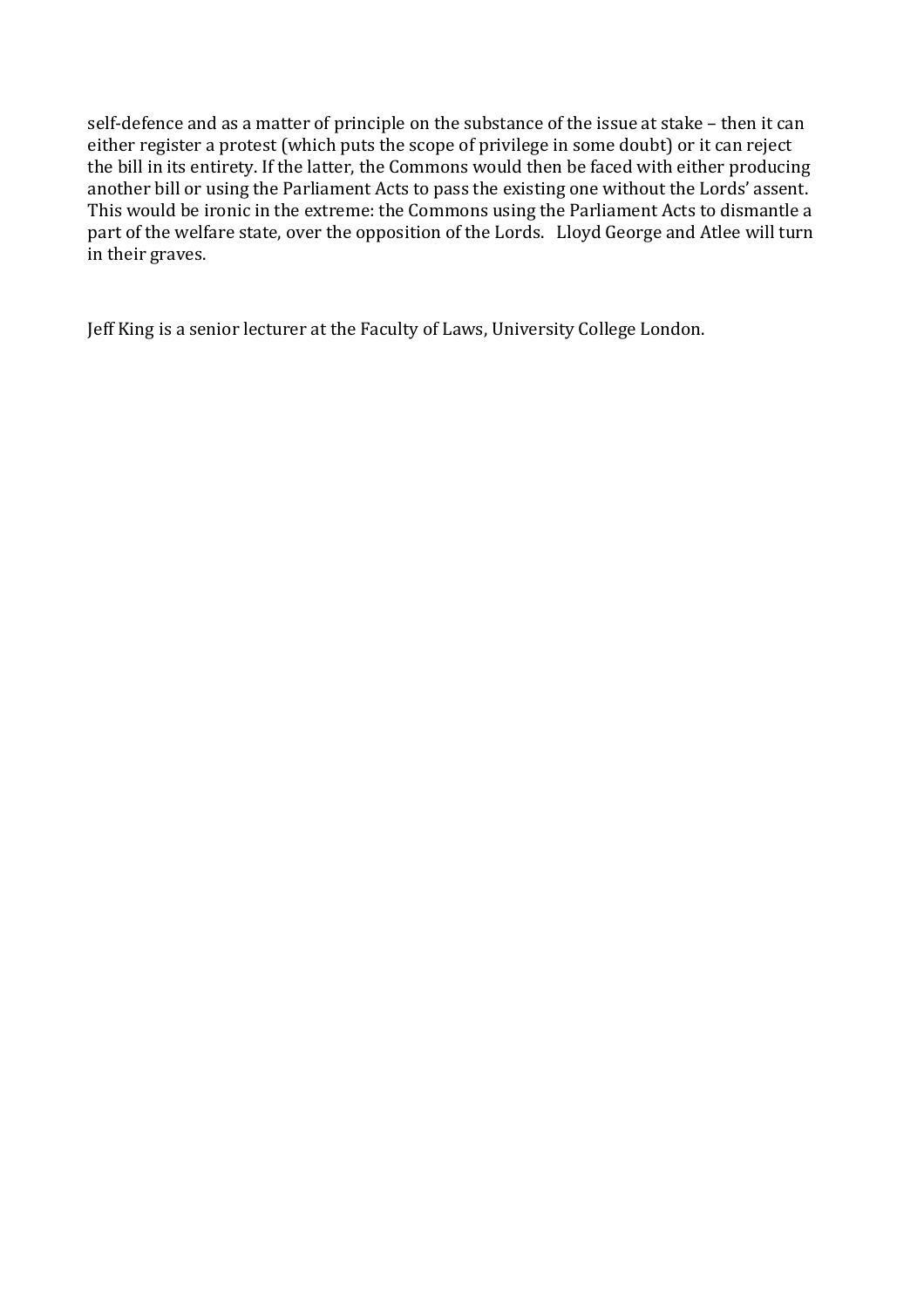self-defence and as a matter of principle on the substance of the issue at stake – then it can either register a protest (which puts the scope of privilege in some doubt) or it can reject the bill in its entirety. If the latter, the Commons would then be faced with either producing another bill or using the Parliament Acts to pass the existing one without the Lords' assent. This would be ironic in the extreme: the Commons using the Parliament Acts to dismantle a part of the welfare state, over the opposition of the Lords. Lloyd George and Atlee will turn in their graves.

Jeff King is a senior lecturer at the Faculty of Laws, University College London.